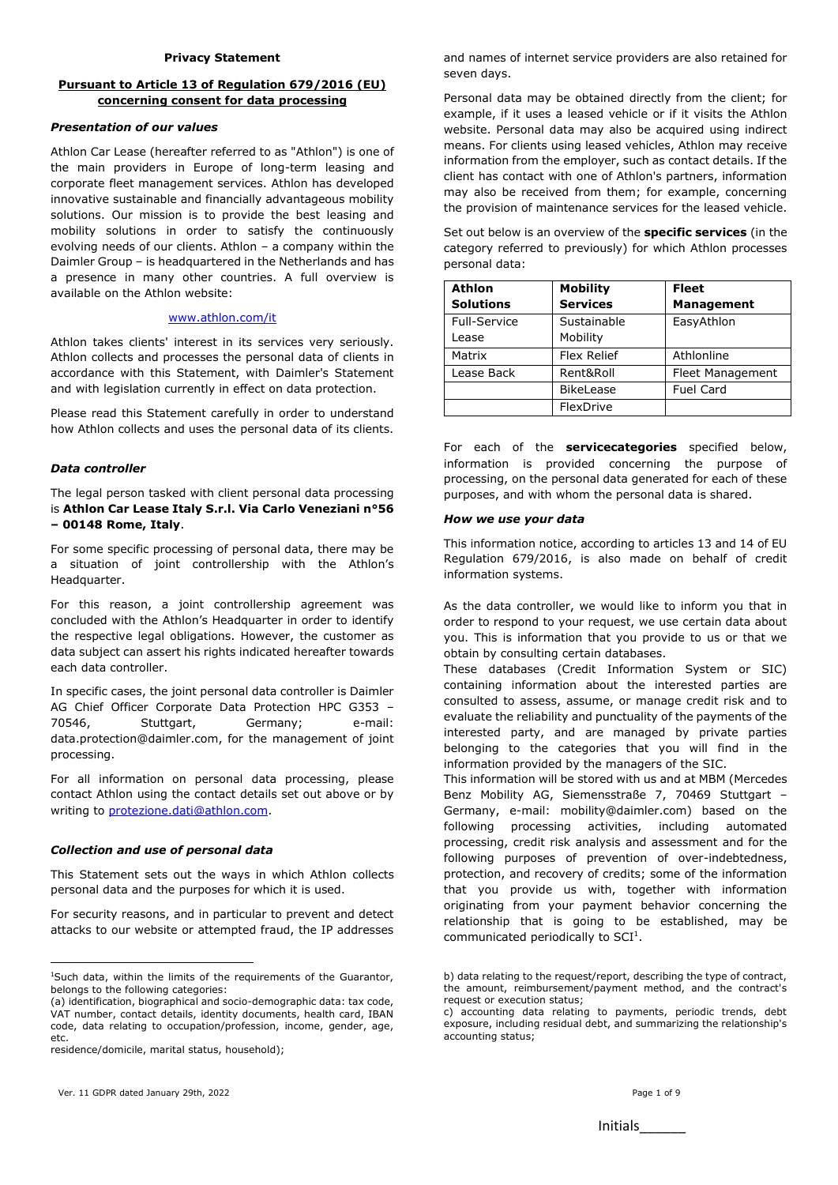**Privacy Statement**

**Pursuant to Article 13 of Regulation 679/2016 (EU) concerning consent for data processing**

### *Presentation of our values*

Athlon Car Lease (hereafter referred to as "Athlon") is one of the main providers in Europe of long-term leasing and corporate fleet management services. Athlon has developed innovative sustainable and financially advantageous mobility solutions. Our mission is to provide the best leasing and mobility solutions in order to satisfy the continuously evolving needs of our clients. Athlon – a company within the Daimler Group – is headquartered in the Netherlands and has a presence in many other countries. A full overview is available on the Athlon website:

www.athlon.com/it

Athlon takes clients' interest in its services very seriously. Athlon collects and processes the personal data of clients in accordance with this Statement, with Daimler's Statement and with legislation currently in effect on data protection.

Please read this Statement carefully in order to understand how Athlon collects and uses the personal data of its clients.

### *Data controller*

The legal person tasked with client personal data processing is **Athlon Car Lease Italy S.r.l. Via Carlo Veneziani n°56 – 00148 Rome, Italy**.

For some specific processing of personal data, there may be a situation of joint controllership with the Athlon's Headquarter.

For this reason, a joint controllership agreement was concluded with the Athlon's Headquarter in order to identify the respective legal obligations. However, the customer as data subject can assert his rights indicated hereafter towards each data controller.

In specific cases, the joint personal data controller is Daimler AG Chief Officer Corporate Data Protection HPC G353 – 70546, Stuttgart, Germany; e-mail: data.protection@daimler.com, for the management of joint processing.

For all information on personal data processing, please contact Athlon using the contact details set out above or by writing to protezione.dati@athlon.com.

### *Collection and use of personal data*

This Statement sets out the ways in which Athlon collects personal data and the purposes for which it is used.

For security reasons, and in particular to prevent and detect attacks to our website or attempted fraud, the IP addresses and names of internet service providers are also retained for seven days.

Personal data may be obtained directly from the client; for example, if it uses a leased vehicle or if it visits the Athlon website. Personal data may also be acquired using indirect means. For clients using leased vehicles, Athlon may receive information from the employer, such as contact details. If the client has contact with one of Athlon's partners, information may also be received from them; for example, concerning the provision of maintenance services for the leased vehicle.

Set out below is an overview of the **specific services** (in the category referred to previously) for which Athlon processes personal data:

| Athlon Solutions | Mobility Services | Fleet Management |
|---|---|---|
| Full-Service Lease | Sustainable Mobility | EasyAthlon |
| Matrix | Flex Relief | Athlonline |
| Lease Back | Rent&Roll | Fleet Management |
| | BikeLease | Fuel Card |
| | FlexDrive | |

For each of the **servicecategories** specified below, information is provided concerning the purpose of processing, on the personal data generated for each of these purposes, and with whom the personal data is shared.

### *How we use your data*

This information notice, according to articles 13 and 14 of EU Regulation 679/2016, is also made on behalf of credit information systems.

As the data controller, we would like to inform you that in order to respond to your request, we use certain data about you. This is information that you provide to us or that we obtain by consulting certain databases.
These databases (Credit Information System or SIC) containing information about the interested parties are consulted to assess, assume, or manage credit risk and to evaluate the reliability and punctuality of the payments of the interested party, and are managed by private parties belonging to the categories that you will find in the information provided by the managers of the SIC.
This information will be stored with us and at MBM (Mercedes Benz Mobility AG, Siemensstraße 7, 70469 Stuttgart – Germany, e-mail: mobility@daimler.com) based on the following processing activities, including automated processing, credit risk analysis and assessment and for the following purposes of prevention of over-indebtedness, protection, and recovery of credits; some of the information that you provide us with, together with information originating from your payment behavior concerning the relationship that is going to be established, may be communicated periodically to SCI[1].

---

[1]Such data, within the limits of the requirements of the Guarantor, belongs to the following categories:
(a) identification, biographical and socio-demographic data: tax code, VAT number, contact details, identity documents, health card, IBAN code, data relating to occupation/profession, income, gender, age, etc.
residence/domicile, marital status, household);
b) data relating to the request/report, describing the type of contract, the amount, reimbursement/payment method, and the contract's request or execution status;
c) accounting data relating to payments, periodic trends, debt exposure, including residual debt, and summarizing the relationship's accounting status;

Ver. 11 GDPR dated January 29th, 2022

Initials______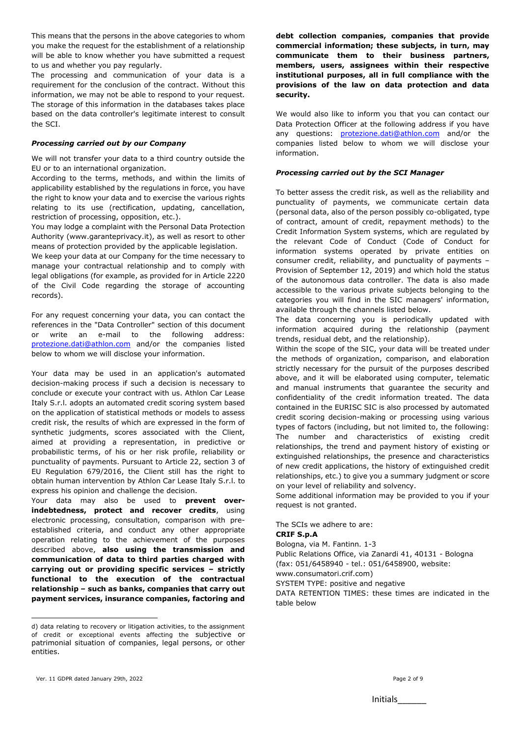This means that the persons in the above categories to whom you make the request for the establishment of a relationship will be able to know whether you have submitted a request to us and whether you pay regularly.
The processing and communication of your data is a requirement for the conclusion of the contract. Without this information, we may not be able to respond to your request. The storage of this information in the databases takes place based on the data controller's legitimate interest to consult the SCI.

***Processing carried out by our Company***

We will not transfer your data to a third country outside the EU or to an international organization.
According to the terms, methods, and within the limits of applicability established by the regulations in force, you have the right to know your data and to exercise the various rights relating to its use (rectification, updating, cancellation, restriction of processing, opposition, etc.).
You may lodge a complaint with the Personal Data Protection Authority (www.garanteprivacy.it), as well as resort to other means of protection provided by the applicable legislation.
We keep your data at our Company for the time necessary to manage your contractual relationship and to comply with legal obligations (for example, as provided for in Article 2220 of the Civil Code regarding the storage of accounting records).

For any request concerning your data, you can contact the references in the "Data Controller" section of this document or write an e-mail to the following address: protezione.dati@athlon.com and/or the companies listed below to whom we will disclose your information.

Your data may be used in an application's automated decision-making process if such a decision is necessary to conclude or execute your contract with us. Athlon Car Lease Italy S.r.l. adopts an automated credit scoring system based on the application of statistical methods or models to assess credit risk, the results of which are expressed in the form of synthetic judgments, scores associated with the Client, aimed at providing a representation, in predictive or probabilistic terms, of his or her risk profile, reliability or punctuality of payments. Pursuant to Article 22, section 3 of EU Regulation 679/2016, the Client still has the right to obtain human intervention by Athlon Car Lease Italy S.r.l. to express his opinion and challenge the decision.
Your data may also be used to **prevent over-indebtedness, protect and recover credits**, using electronic processing, consultation, comparison with pre-established criteria, and conduct any other appropriate operation relating to the achievement of the purposes described above, **also using the transmission and communication of data to third parties charged with carrying out or providing specific services – strictly functional to the execution of the contractual relationship – such as banks, companies that carry out payment services, insurance companies, factoring and debt collection companies, companies that provide commercial information; these subjects, in turn, may communicate them to their business partners, members, users, assignees within their respective institutional purposes, all in full compliance with the provisions of the law on data protection and data security.**

We would also like to inform you that you can contact our Data Protection Officer at the following address if you have any questions: protezione.dati@athlon.com and/or the companies listed below to whom we will disclose your information.

***Processing carried out by the SCI Manager***

To better assess the credit risk, as well as the reliability and punctuality of payments, we communicate certain data (personal data, also of the person possibly co-obligated, type of contract, amount of credit, repayment methods) to the Credit Information System systems, which are regulated by the relevant Code of Conduct (Code of Conduct for information systems operated by private entities on consumer credit, reliability, and punctuality of payments – Provision of September 12, 2019) and which hold the status of the autonomous data controller. The data is also made accessible to the various private subjects belonging to the categories you will find in the SIC managers' information, available through the channels listed below.
The data concerning you is periodically updated with information acquired during the relationship (payment trends, residual debt, and the relationship).
Within the scope of the SIC, your data will be treated under the methods of organization, comparison, and elaboration strictly necessary for the pursuit of the purposes described above, and it will be elaborated using computer, telematic and manual instruments that guarantee the security and confidentiality of the credit information treated. The data contained in the EURISC SIC is also processed by automated credit scoring decision-making or processing using various types of factors (including, but not limited to, the following: The number and characteristics of existing credit relationships, the trend and payment history of existing or extinguished relationships, the presence and characteristics of new credit applications, the history of extinguished credit relationships, etc.) to give you a summary judgment or score on your level of reliability and solvency.
Some additional information may be provided to you if your request is not granted.

The SCIs we adhere to are:
**CRIF S.p.A**
Bologna, via M. Fantinn. 1-3
Public Relations Office, via Zanardi 41, 40131 - Bologna
(fax: 051/6458940 - tel.: 051/6458900, website: www.consumatori.crif.com)
SYSTEM TYPE: positive and negative
DATA RETENTION TIMES: these times are indicated in the table below

---

d) data relating to recovery or litigation activities, to the assignment of credit or exceptional events affecting the subjective or patrimonial situation of companies, legal persons, or other entities.

Ver. 11 GDPR dated January 29th, 2022

Initials______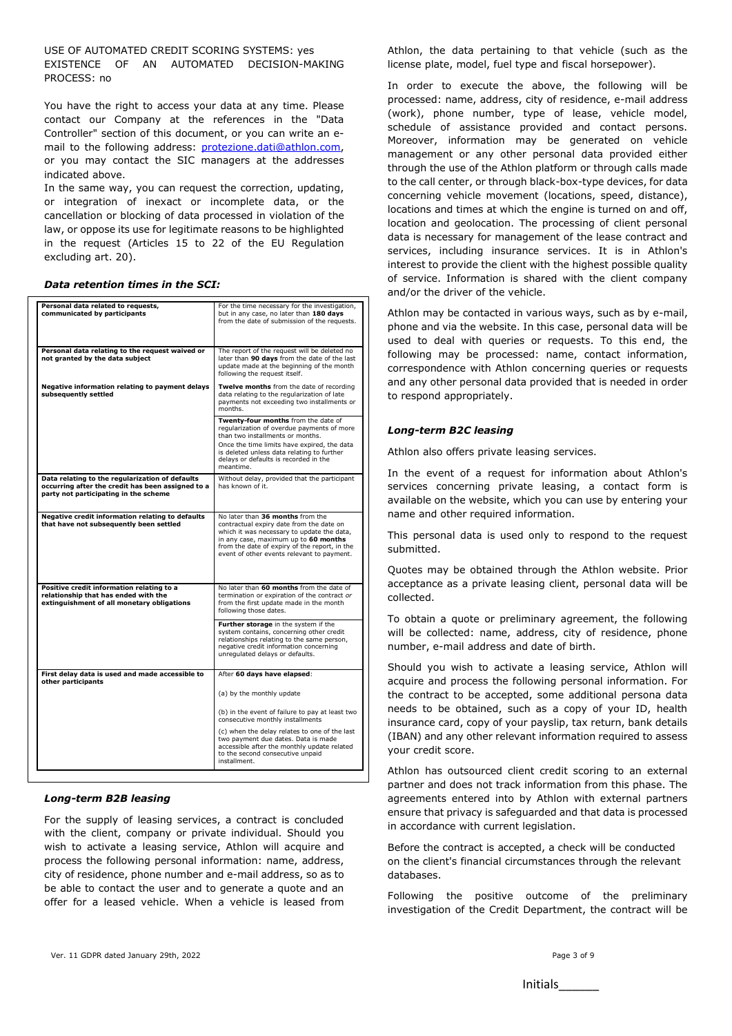USE OF AUTOMATED CREDIT SCORING SYSTEMS: yes
EXISTENCE OF AN AUTOMATED DECISION-MAKING PROCESS: no

You have the right to access your data at any time. Please contact our Company at the references in the "Data Controller" section of this document, or you can write an e-mail to the following address: protezione.dati@athlon.com, or you may contact the SIC managers at the addresses indicated above.
In the same way, you can request the correction, updating, or integration of inexact or incomplete data, or the cancellation or blocking of data processed in violation of the law, or oppose its use for legitimate reasons to be highlighted in the request (Articles 15 to 22 of the EU Regulation excluding art. 20).

***Data retention times in the SCI:***

| | |
|---|---|
| **Personal data related to requests, communicated by participants** | For the time necessary for the investigation, but in any case, no later than **180 days** from the date of submission of the requests. |
| **Personal data relating to the request waived or not granted by the data subject** | The report of the request will be deleted no later than **90 days** from the date of the last update made at the beginning of the month following the request itself. |
| **Negative information relating to payment delays subsequently settled** | **Twelve months** from the date of recording data relating to the regularization of late payments not exceeding two installments or months. |
| | **Twenty-four months** from the date of regularization of overdue payments of more than two installments or months. Once the time limits have expired, the data is deleted unless data relating to further delays or defaults is recorded in the meantime. |
| **Data relating to the regularization of defaults occurring after the credit has been assigned to a party not participating in the scheme** | Without delay, provided that the participant has known of it. |
| **Negative credit information relating to defaults that have not subsequently been settled** | No later than **36 months** from the contractual expiry date from the date on which it was necessary to update the data, in any case, maximum up to **60 months** from the date of expiry of the report, in the event of other events relevant to payment. |
| **Positive credit information relating to a relationship that has ended with the extinguishment of all monetary obligations** | No later than **60 months** from the date of termination or expiration of the contract *or* from the first update made in the month following those dates. |
| | **Further storage** in the system if the system contains, concerning other credit relationships relating to the same person, negative credit information concerning unregulated delays or defaults. |
| **First delay data is used and made accessible to other participants** | After **60 days have elapsed**: (a) by the monthly update (b) in the event of failure to pay at least two consecutive monthly installments (c) when the delay relates to one of the last two payment due dates. Data is made accessible after the monthly update related to the second consecutive unpaid installment. |

### *Long-term B2B leasing*

For the supply of leasing services, a contract is concluded with the client, company or private individual. Should you wish to activate a leasing service, Athlon will acquire and process the following personal information: name, address, city of residence, phone number and e-mail address, so as to be able to contact the user and to generate a quote and an offer for a leased vehicle. When a vehicle is leased from Athlon, the data pertaining to that vehicle (such as the license plate, model, fuel type and fiscal horsepower).

In order to execute the above, the following will be processed: name, address, city of residence, e-mail address (work), phone number, type of lease, vehicle model, schedule of assistance provided and contact persons. Moreover, information may be generated on vehicle management or any other personal data provided either through the use of the Athlon platform or through calls made to the call center, or through black-box-type devices, for data concerning vehicle movement (locations, speed, distance), locations and times at which the engine is turned on and off, location and geolocation. The processing of client personal data is necessary for management of the lease contract and services, including insurance services. It is in Athlon's interest to provide the client with the highest possible quality of service. Information is shared with the client company and/or the driver of the vehicle.

Athlon may be contacted in various ways, such as by e-mail, phone and via the website. In this case, personal data will be used to deal with queries or requests. To this end, the following may be processed: name, contact information, correspondence with Athlon concerning queries or requests and any other personal data provided that is needed in order to respond appropriately.

### *Long-term B2C leasing*

Athlon also offers private leasing services.

In the event of a request for information about Athlon's services concerning private leasing, a contact form is available on the website, which you can use by entering your name and other required information.

This personal data is used only to respond to the request submitted.

Quotes may be obtained through the Athlon website. Prior acceptance as a private leasing client, personal data will be collected.

To obtain a quote or preliminary agreement, the following will be collected: name, address, city of residence, phone number, e-mail address and date of birth.

Should you wish to activate a leasing service, Athlon will acquire and process the following personal information. For the contract to be accepted, some additional persona data needs to be obtained, such as a copy of your ID, health insurance card, copy of your payslip, tax return, bank details (IBAN) and any other relevant information required to assess your credit score.

Athlon has outsourced client credit scoring to an external partner and does not track information from this phase. The agreements entered into by Athlon with external partners ensure that privacy is safeguarded and that data is processed in accordance with current legislation.

Before the contract is accepted, a check will be conducted on the client's financial circumstances through the relevant databases.

Following the positive outcome of the preliminary investigation of the Credit Department, the contract will be

Initials______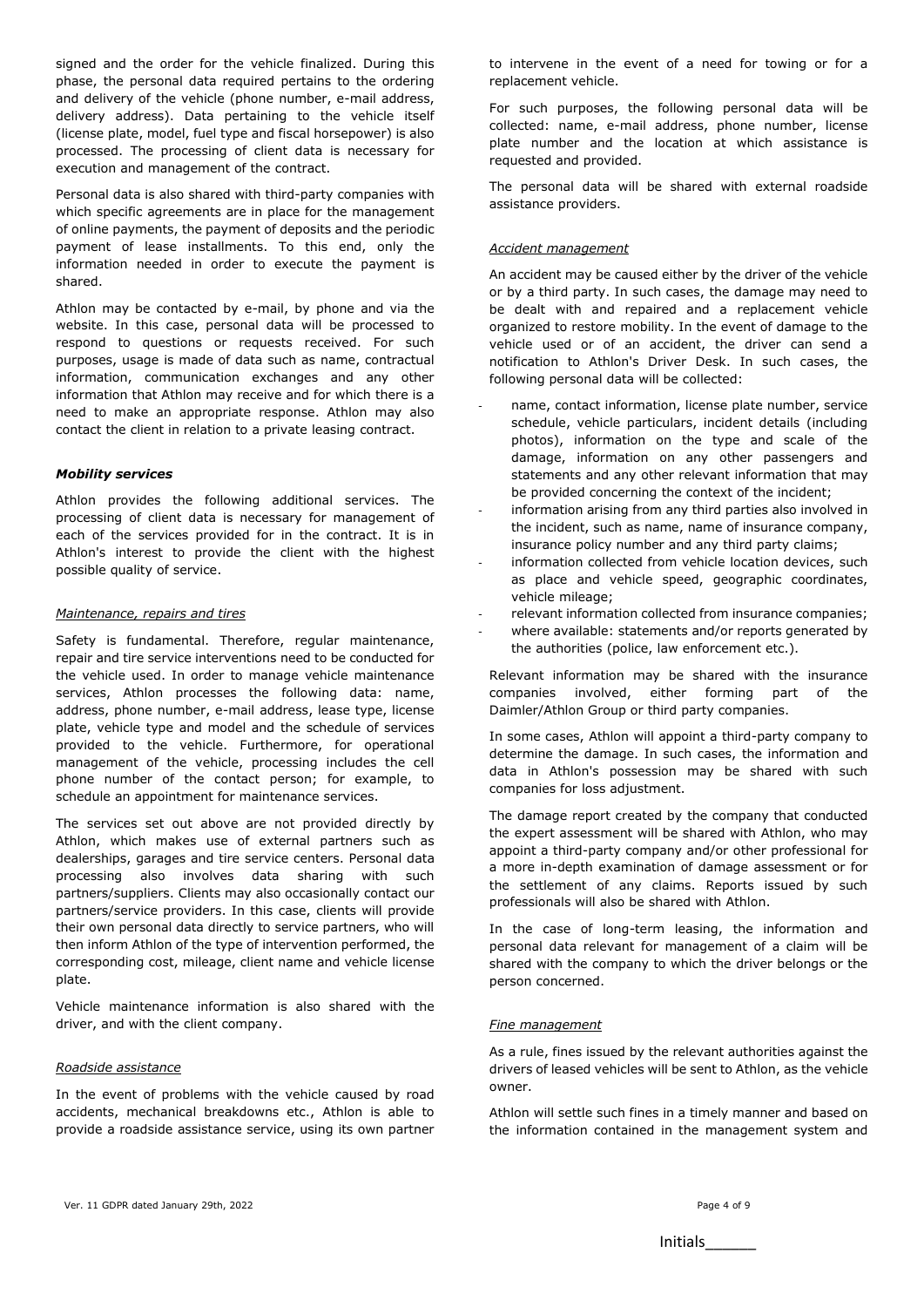signed and the order for the vehicle finalized. During this phase, the personal data required pertains to the ordering and delivery of the vehicle (phone number, e-mail address, delivery address). Data pertaining to the vehicle itself (license plate, model, fuel type and fiscal horsepower) is also processed. The processing of client data is necessary for execution and management of the contract.

Personal data is also shared with third-party companies with which specific agreements are in place for the management of online payments, the payment of deposits and the periodic payment of lease installments. To this end, only the information needed in order to execute the payment is shared.

Athlon may be contacted by e-mail, by phone and via the website. In this case, personal data will be processed to respond to questions or requests received. For such purposes, usage is made of data such as name, contractual information, communication exchanges and any other information that Athlon may receive and for which there is a need to make an appropriate response. Athlon may also contact the client in relation to a private leasing contract.

***Mobility services***

Athlon provides the following additional services. The processing of client data is necessary for management of each of the services provided for in the contract. It is in Athlon's interest to provide the client with the highest possible quality of service.

*Maintenance, repairs and tires*

Safety is fundamental. Therefore, regular maintenance, repair and tire service interventions need to be conducted for the vehicle used. In order to manage vehicle maintenance services, Athlon processes the following data: name, address, phone number, e-mail address, lease type, license plate, vehicle type and model and the schedule of services provided to the vehicle. Furthermore, for operational management of the vehicle, processing includes the cell phone number of the contact person; for example, to schedule an appointment for maintenance services.

The services set out above are not provided directly by Athlon, which makes use of external partners such as dealerships, garages and tire service centers. Personal data processing also involves data sharing with such partners/suppliers. Clients may also occasionally contact our partners/service providers. In this case, clients will provide their own personal data directly to service partners, who will then inform Athlon of the type of intervention performed, the corresponding cost, mileage, client name and vehicle license plate.

Vehicle maintenance information is also shared with the driver, and with the client company.

*Roadside assistance*

In the event of problems with the vehicle caused by road accidents, mechanical breakdowns etc., Athlon is able to provide a roadside assistance service, using its own partner to intervene in the event of a need for towing or for a replacement vehicle.

For such purposes, the following personal data will be collected: name, e-mail address, phone number, license plate number and the location at which assistance is requested and provided.

The personal data will be shared with external roadside assistance providers.

*Accident management*

An accident may be caused either by the driver of the vehicle or by a third party. In such cases, the damage may need to be dealt with and repaired and a replacement vehicle organized to restore mobility. In the event of damage to the vehicle used or of an accident, the driver can send a notification to Athlon's Driver Desk. In such cases, the following personal data will be collected:

- name, contact information, license plate number, service schedule, vehicle particulars, incident details (including photos), information on the type and scale of the damage, information on any other passengers and statements and any other relevant information that may be provided concerning the context of the incident;
- information arising from any third parties also involved in the incident, such as name, name of insurance company, insurance policy number and any third party claims;
- information collected from vehicle location devices, such as place and vehicle speed, geographic coordinates, vehicle mileage;
- relevant information collected from insurance companies;
- where available: statements and/or reports generated by the authorities (police, law enforcement etc.).

Relevant information may be shared with the insurance companies involved, either forming part of the Daimler/Athlon Group or third party companies.

In some cases, Athlon will appoint a third-party company to determine the damage. In such cases, the information and data in Athlon's possession may be shared with such companies for loss adjustment.

The damage report created by the company that conducted the expert assessment will be shared with Athlon, who may appoint a third-party company and/or other professional for a more in-depth examination of damage assessment or for the settlement of any claims. Reports issued by such professionals will also be shared with Athlon.

In the case of long-term leasing, the information and personal data relevant for management of a claim will be shared with the company to which the driver belongs or the person concerned.

*Fine management*

As a rule, fines issued by the relevant authorities against the drivers of leased vehicles will be sent to Athlon, as the vehicle owner.

Athlon will settle such fines in a timely manner and based on the information contained in the management system and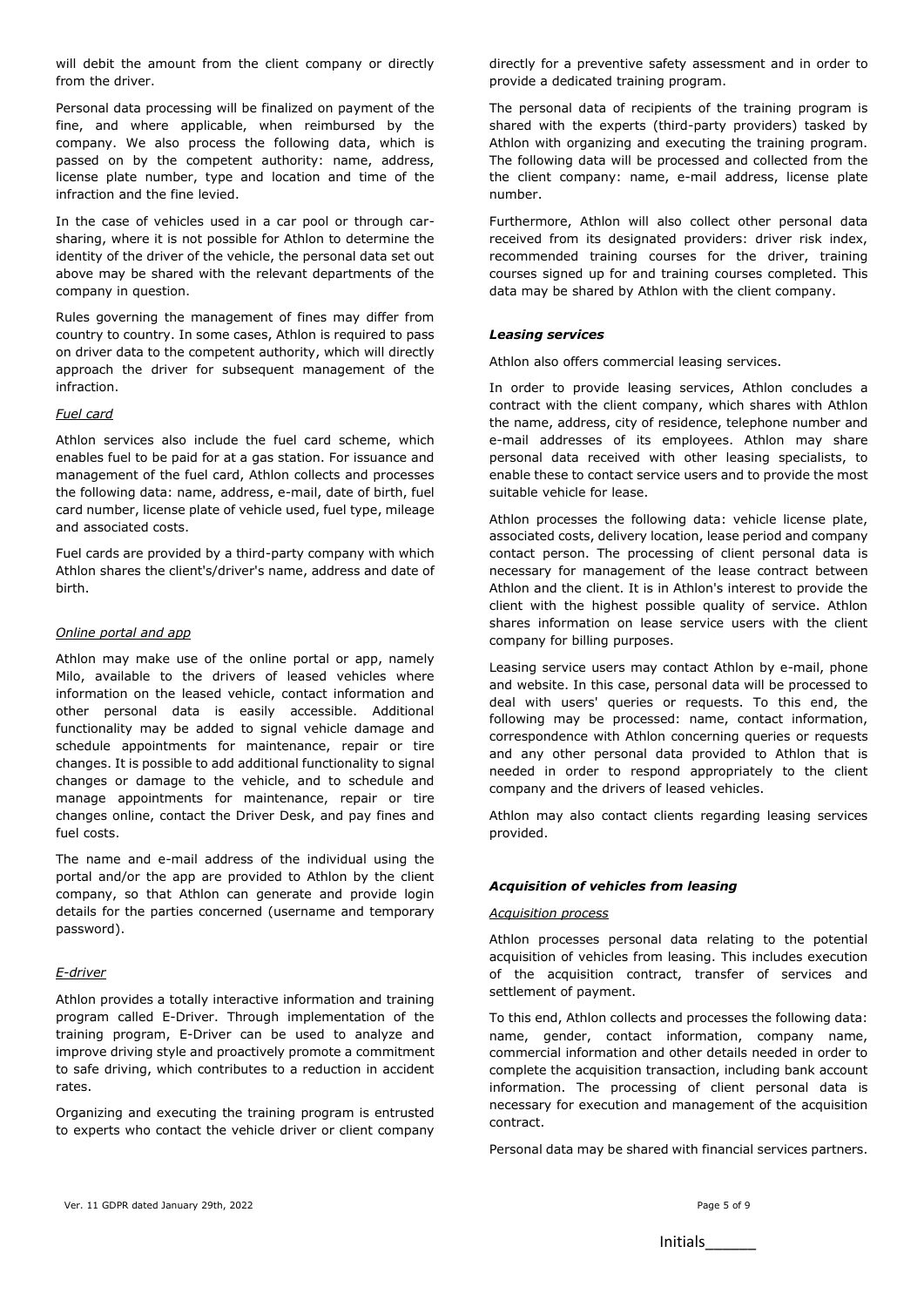will debit the amount from the client company or directly from the driver.

Personal data processing will be finalized on payment of the fine, and where applicable, when reimbursed by the company. We also process the following data, which is passed on by the competent authority: name, address, license plate number, type and location and time of the infraction and the fine levied.

In the case of vehicles used in a car pool or through car-sharing, where it is not possible for Athlon to determine the identity of the driver of the vehicle, the personal data set out above may be shared with the relevant departments of the company in question.

Rules governing the management of fines may differ from country to country. In some cases, Athlon is required to pass on driver data to the competent authority, which will directly approach the driver for subsequent management of the infraction.

_Fuel card_

Athlon services also include the fuel card scheme, which enables fuel to be paid for at a gas station. For issuance and management of the fuel card, Athlon collects and processes the following data: name, address, e-mail, date of birth, fuel card number, license plate of vehicle used, fuel type, mileage and associated costs.

Fuel cards are provided by a third-party company with which Athlon shares the client's/driver's name, address and date of birth.

_Online portal and app_

Athlon may make use of the online portal or app, namely Milo, available to the drivers of leased vehicles where information on the leased vehicle, contact information and other personal data is easily accessible. Additional functionality may be added to signal vehicle damage and schedule appointments for maintenance, repair or tire changes. It is possible to add additional functionality to signal changes or damage to the vehicle, and to schedule and manage appointments for maintenance, repair or tire changes online, contact the Driver Desk, and pay fines and fuel costs.

The name and e-mail address of the individual using the portal and/or the app are provided to Athlon by the client company, so that Athlon can generate and provide login details for the parties concerned (username and temporary password).

_E-driver_

Athlon provides a totally interactive information and training program called E-Driver. Through implementation of the training program, E-Driver can be used to analyze and improve driving style and proactively promote a commitment to safe driving, which contributes to a reduction in accident rates.

Organizing and executing the training program is entrusted to experts who contact the vehicle driver or client company directly for a preventive safety assessment and in order to provide a dedicated training program.

The personal data of recipients of the training program is shared with the experts (third-party providers) tasked by Athlon with organizing and executing the training program. The following data will be processed and collected from the the client company: name, e-mail address, license plate number.

Furthermore, Athlon will also collect other personal data received from its designated providers: driver risk index, recommended training courses for the driver, training courses signed up for and training courses completed. This data may be shared by Athlon with the client company.

### *Leasing services*

Athlon also offers commercial leasing services.

In order to provide leasing services, Athlon concludes a contract with the client company, which shares with Athlon the name, address, city of residence, telephone number and e-mail addresses of its employees. Athlon may share personal data received with other leasing specialists, to enable these to contact service users and to provide the most suitable vehicle for lease.

Athlon processes the following data: vehicle license plate, associated costs, delivery location, lease period and company contact person. The processing of client personal data is necessary for management of the lease contract between Athlon and the client. It is in Athlon's interest to provide the client with the highest possible quality of service. Athlon shares information on lease service users with the client company for billing purposes.

Leasing service users may contact Athlon by e-mail, phone and website. In this case, personal data will be processed to deal with users' queries or requests. To this end, the following may be processed: name, contact information, correspondence with Athlon concerning queries or requests and any other personal data provided to Athlon that is needed in order to respond appropriately to the client company and the drivers of leased vehicles.

Athlon may also contact clients regarding leasing services provided.

### *Acquisition of vehicles from leasing*

_Acquisition process_

Athlon processes personal data relating to the potential acquisition of vehicles from leasing. This includes execution of the acquisition contract, transfer of services and settlement of payment.

To this end, Athlon collects and processes the following data: name, gender, contact information, company name, commercial information and other details needed in order to complete the acquisition transaction, including bank account information. The processing of client personal data is necessary for execution and management of the acquisition contract.

Personal data may be shared with financial services partners.

Ver. 11 GDPR dated January 29th, 2022

Initials______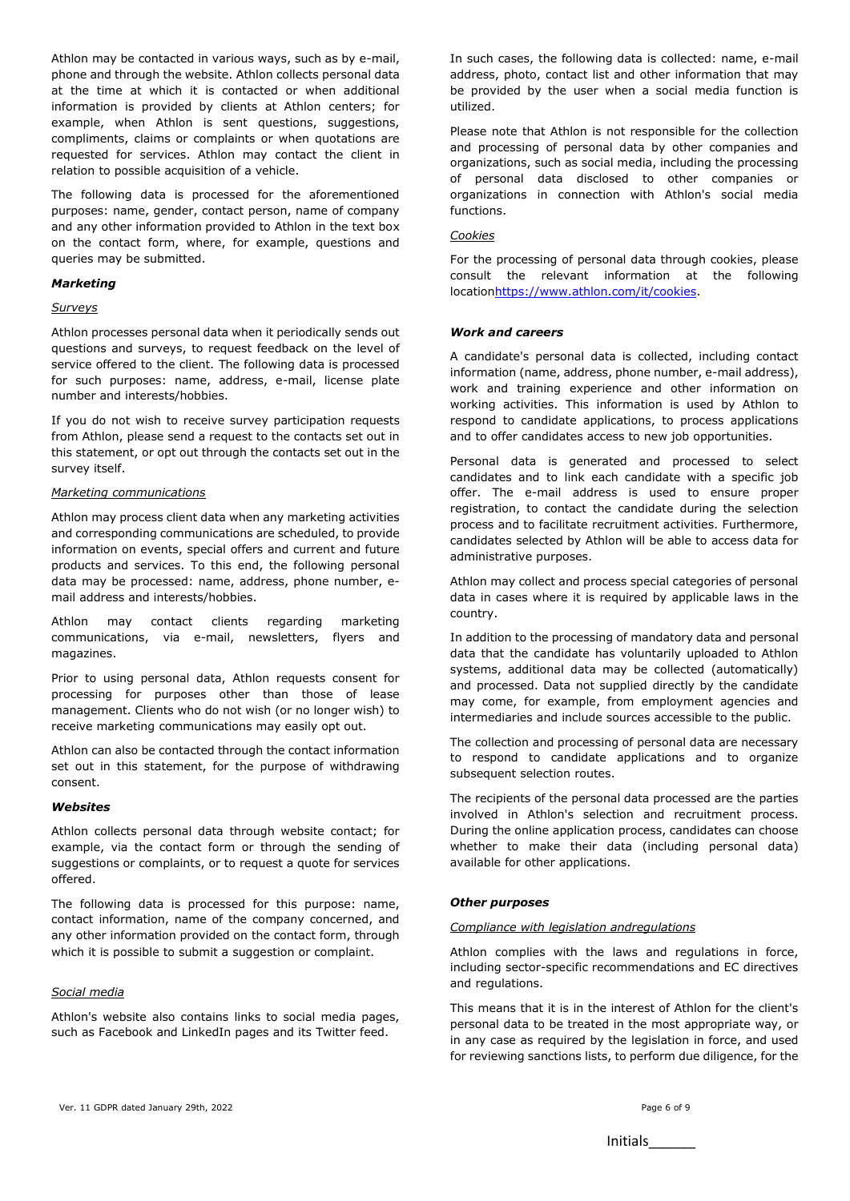Athlon may be contacted in various ways, such as by e-mail, phone and through the website. Athlon collects personal data at the time at which it is contacted or when additional information is provided by clients at Athlon centers; for example, when Athlon is sent questions, suggestions, compliments, claims or complaints or when quotations are requested for services. Athlon may contact the client in relation to possible acquisition of a vehicle.

The following data is processed for the aforementioned purposes: name, gender, contact person, name of company and any other information provided to Athlon in the text box on the contact form, where, for example, questions and queries may be submitted.

***Marketing***

*Surveys*

Athlon processes personal data when it periodically sends out questions and surveys, to request feedback on the level of service offered to the client. The following data is processed for such purposes: name, address, e-mail, license plate number and interests/hobbies.

If you do not wish to receive survey participation requests from Athlon, please send a request to the contacts set out in this statement, or opt out through the contacts set out in the survey itself.

*Marketing communications*

Athlon may process client data when any marketing activities and corresponding communications are scheduled, to provide information on events, special offers and current and future products and services. To this end, the following personal data may be processed: name, address, phone number, e-mail address and interests/hobbies.

Athlon may contact clients regarding marketing communications, via e-mail, newsletters, flyers and magazines.

Prior to using personal data, Athlon requests consent for processing for purposes other than those of lease management. Clients who do not wish (or no longer wish) to receive marketing communications may easily opt out.

Athlon can also be contacted through the contact information set out in this statement, for the purpose of withdrawing consent.

***Websites***

Athlon collects personal data through website contact; for example, via the contact form or through the sending of suggestions or complaints, or to request a quote for services offered.

The following data is processed for this purpose: name, contact information, name of the company concerned, and any other information provided on the contact form, through which it is possible to submit a suggestion or complaint.

*Social media*

Athlon's website also contains links to social media pages, such as Facebook and LinkedIn pages and its Twitter feed.

In such cases, the following data is collected: name, e-mail address, photo, contact list and other information that may be provided by the user when a social media function is utilized.

Please note that Athlon is not responsible for the collection and processing of personal data by other companies and organizations, such as social media, including the processing of personal data disclosed to other companies or organizations in connection with Athlon's social media functions.

*Cookies*

For the processing of personal data through cookies, please consult the relevant information at the following locationhttps://www.athlon.com/it/cookies.

***Work and careers***

A candidate's personal data is collected, including contact information (name, address, phone number, e-mail address), work and training experience and other information on working activities. This information is used by Athlon to respond to candidate applications, to process applications and to offer candidates access to new job opportunities.

Personal data is generated and processed to select candidates and to link each candidate with a specific job offer. The e-mail address is used to ensure proper registration, to contact the candidate during the selection process and to facilitate recruitment activities. Furthermore, candidates selected by Athlon will be able to access data for administrative purposes.

Athlon may collect and process special categories of personal data in cases where it is required by applicable laws in the country.

In addition to the processing of mandatory data and personal data that the candidate has voluntarily uploaded to Athlon systems, additional data may be collected (automatically) and processed. Data not supplied directly by the candidate may come, for example, from employment agencies and intermediaries and include sources accessible to the public.

The collection and processing of personal data are necessary to respond to candidate applications and to organize subsequent selection routes.

The recipients of the personal data processed are the parties involved in Athlon's selection and recruitment process. During the online application process, candidates can choose whether to make their data (including personal data) available for other applications.

***Other purposes***

*Compliance with legislation andregulations*

Athlon complies with the laws and regulations in force, including sector-specific recommendations and EC directives and regulations.

This means that it is in the interest of Athlon for the client's personal data to be treated in the most appropriate way, or in any case as required by the legislation in force, and used for reviewing sanctions lists, to perform due diligence, for the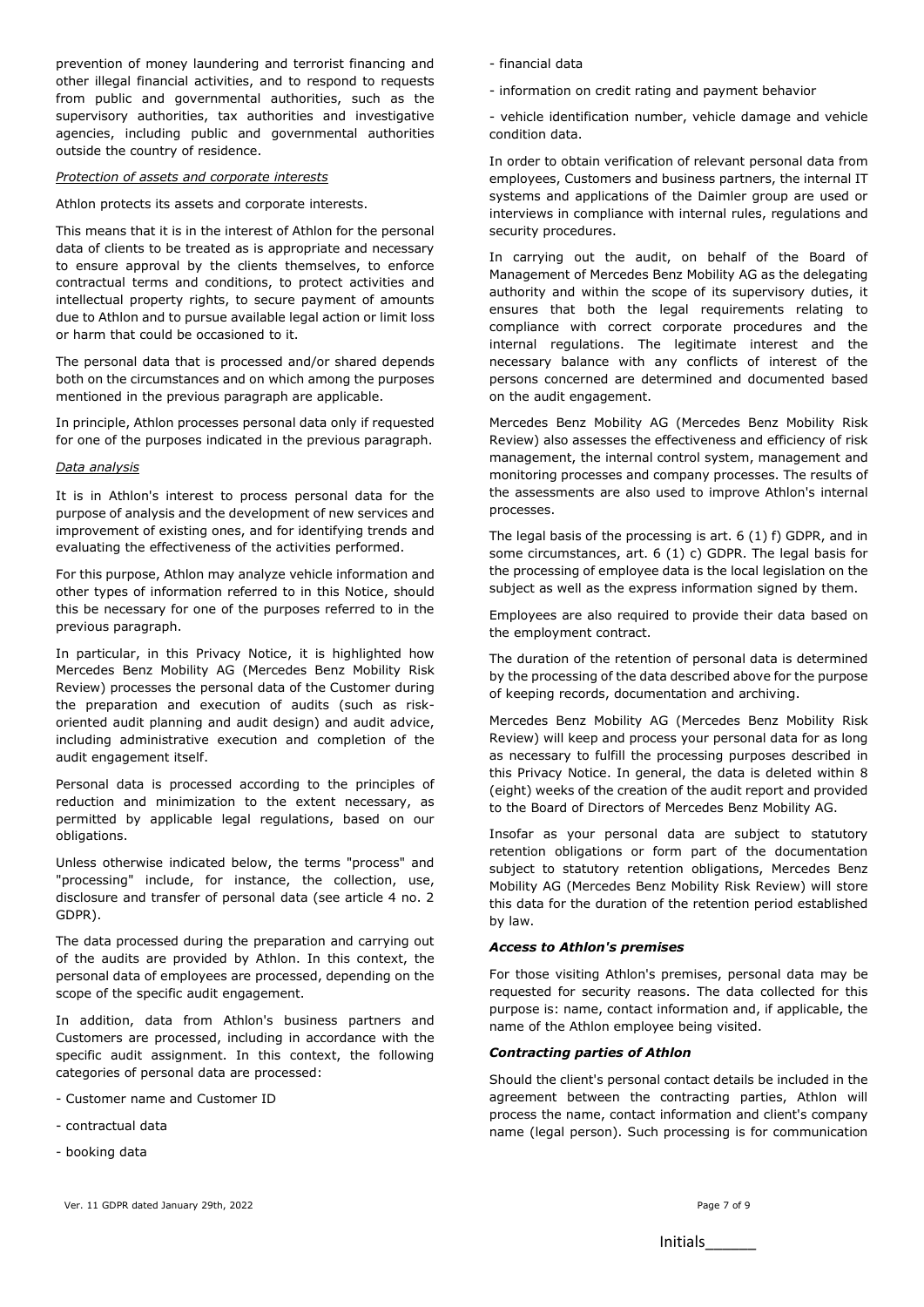prevention of money laundering and terrorist financing and other illegal financial activities, and to respond to requests from public and governmental authorities, such as the supervisory authorities, tax authorities and investigative agencies, including public and governmental authorities outside the country of residence.

*Protection of assets and corporate interests*

Athlon protects its assets and corporate interests.

This means that it is in the interest of Athlon for the personal data of clients to be treated as is appropriate and necessary to ensure approval by the clients themselves, to enforce contractual terms and conditions, to protect activities and intellectual property rights, to secure payment of amounts due to Athlon and to pursue available legal action or limit loss or harm that could be occasioned to it.

The personal data that is processed and/or shared depends both on the circumstances and on which among the purposes mentioned in the previous paragraph are applicable.

In principle, Athlon processes personal data only if requested for one of the purposes indicated in the previous paragraph.

*Data analysis*

It is in Athlon's interest to process personal data for the purpose of analysis and the development of new services and improvement of existing ones, and for identifying trends and evaluating the effectiveness of the activities performed.

For this purpose, Athlon may analyze vehicle information and other types of information referred to in this Notice, should this be necessary for one of the purposes referred to in the previous paragraph.

In particular, in this Privacy Notice, it is highlighted how Mercedes Benz Mobility AG (Mercedes Benz Mobility Risk Review) processes the personal data of the Customer during the preparation and execution of audits (such as risk-oriented audit planning and audit design) and audit advice, including administrative execution and completion of the audit engagement itself.

Personal data is processed according to the principles of reduction and minimization to the extent necessary, as permitted by applicable legal regulations, based on our obligations.

Unless otherwise indicated below, the terms "process" and "processing" include, for instance, the collection, use, disclosure and transfer of personal data (see article 4 no. 2 GDPR).

The data processed during the preparation and carrying out of the audits are provided by Athlon. In this context, the personal data of employees are processed, depending on the scope of the specific audit engagement.

In addition, data from Athlon's business partners and Customers are processed, including in accordance with the specific audit assignment. In this context, the following categories of personal data are processed:

- Customer name and Customer ID
- contractual data
- booking data
- financial data
- information on credit rating and payment behavior
- vehicle identification number, vehicle damage and vehicle condition data.

In order to obtain verification of relevant personal data from employees, Customers and business partners, the internal IT systems and applications of the Daimler group are used or interviews in compliance with internal rules, regulations and security procedures.

In carrying out the audit, on behalf of the Board of Management of Mercedes Benz Mobility AG as the delegating authority and within the scope of its supervisory duties, it ensures that both the legal requirements relating to compliance with correct corporate procedures and the internal regulations. The legitimate interest and the necessary balance with any conflicts of interest of the persons concerned are determined and documented based on the audit engagement.

Mercedes Benz Mobility AG (Mercedes Benz Mobility Risk Review) also assesses the effectiveness and efficiency of risk management, the internal control system, management and monitoring processes and company processes. The results of the assessments are also used to improve Athlon's internal processes.

The legal basis of the processing is art. 6 (1) f) GDPR, and in some circumstances, art. 6 (1) c) GDPR. The legal basis for the processing of employee data is the local legislation on the subject as well as the express information signed by them.

Employees are also required to provide their data based on the employment contract.

The duration of the retention of personal data is determined by the processing of the data described above for the purpose of keeping records, documentation and archiving.

Mercedes Benz Mobility AG (Mercedes Benz Mobility Risk Review) will keep and process your personal data for as long as necessary to fulfill the processing purposes described in this Privacy Notice. In general, the data is deleted within 8 (eight) weeks of the creation of the audit report and provided to the Board of Directors of Mercedes Benz Mobility AG.

Insofar as your personal data are subject to statutory retention obligations or form part of the documentation subject to statutory retention obligations, Mercedes Benz Mobility AG (Mercedes Benz Mobility Risk Review) will store this data for the duration of the retention period established by law.

***Access to Athlon's premises***

For those visiting Athlon's premises, personal data may be requested for security reasons. The data collected for this purpose is: name, contact information and, if applicable, the name of the Athlon employee being visited.

***Contracting parties of Athlon***

Should the client's personal contact details be included in the agreement between the contracting parties, Athlon will process the name, contact information and client's company name (legal person). Such processing is for communication

Initials______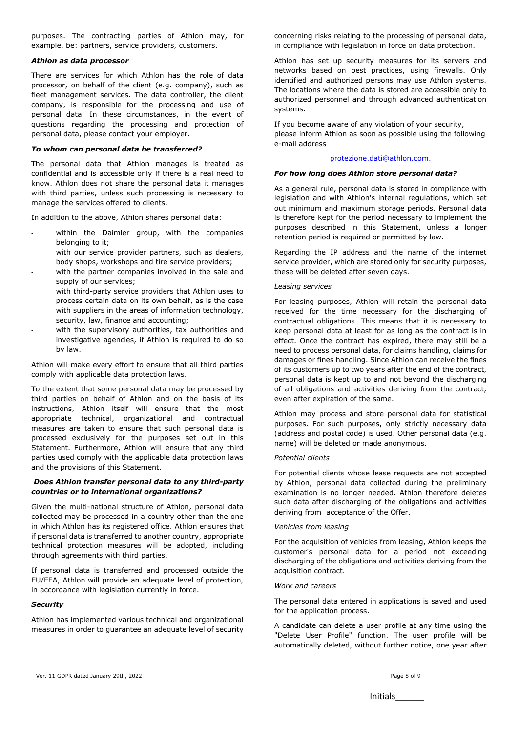purposes. The contracting parties of Athlon may, for example, be: partners, service providers, customers.

***Athlon as data processor***

There are services for which Athlon has the role of data processor, on behalf of the client (e.g. company), such as fleet management services. The data controller, the client company, is responsible for the processing and use of personal data. In these circumstances, in the event of questions regarding the processing and protection of personal data, please contact your employer.

***To whom can personal data be transferred?***

The personal data that Athlon manages is treated as confidential and is accessible only if there is a real need to know. Athlon does not share the personal data it manages with third parties, unless such processing is necessary to manage the services offered to clients.

In addition to the above, Athlon shares personal data:

- within the Daimler group, with the companies belonging to it;
- with our service provider partners, such as dealers, body shops, workshops and tire service providers;
- with the partner companies involved in the sale and supply of our services;
- with third-party service providers that Athlon uses to process certain data on its own behalf, as is the case with suppliers in the areas of information technology, security, law, finance and accounting;
- with the supervisory authorities, tax authorities and investigative agencies, if Athlon is required to do so by law.

Athlon will make every effort to ensure that all third parties comply with applicable data protection laws.

To the extent that some personal data may be processed by third parties on behalf of Athlon and on the basis of its instructions, Athlon itself will ensure that the most appropriate technical, organizational and contractual measures are taken to ensure that such personal data is processed exclusively for the purposes set out in this Statement. Furthermore, Athlon will ensure that any third parties used comply with the applicable data protection laws and the provisions of this Statement.

***Does Athlon transfer personal data to any third-party countries or to international organizations?***

Given the multi-national structure of Athlon, personal data collected may be processed in a country other than the one in which Athlon has its registered office. Athlon ensures that if personal data is transferred to another country, appropriate technical protection measures will be adopted, including through agreements with third parties.

If personal data is transferred and processed outside the EU/EEA, Athlon will provide an adequate level of protection, in accordance with legislation currently in force.

***Security***

Athlon has implemented various technical and organizational measures in order to guarantee an adequate level of security concerning risks relating to the processing of personal data, in compliance with legislation in force on data protection.

Athlon has set up security measures for its servers and networks based on best practices, using firewalls. Only identified and authorized persons may use Athlon systems. The locations where the data is stored are accessible only to authorized personnel and through advanced authentication systems.

If you become aware of any violation of your security, please inform Athlon as soon as possible using the following e-mail address

protezione.dati@athlon.com.

***For how long does Athlon store personal data?***

As a general rule, personal data is stored in compliance with legislation and with Athlon's internal regulations, which set out minimum and maximum storage periods. Personal data is therefore kept for the period necessary to implement the purposes described in this Statement, unless a longer retention period is required or permitted by law.

Regarding the IP address and the name of the internet service provider, which are stored only for security purposes, these will be deleted after seven days.

*Leasing services*

For leasing purposes, Athlon will retain the personal data received for the time necessary for the discharging of contractual obligations. This means that it is necessary to keep personal data at least for as long as the contract is in effect. Once the contract has expired, there may still be a need to process personal data, for claims handling, claims for damages or fines handling. Since Athlon can receive the fines of its customers up to two years after the end of the contract, personal data is kept up to and not beyond the discharging of all obligations and activities deriving from the contract, even after expiration of the same.

Athlon may process and store personal data for statistical purposes. For such purposes, only strictly necessary data (address and postal code) is used. Other personal data (e.g. name) will be deleted or made anonymous.

*Potential clients*

For potential clients whose lease requests are not accepted by Athlon, personal data collected during the preliminary examination is no longer needed. Athlon therefore deletes such data after discharging of the obligations and activities deriving from acceptance of the Offer.

*Vehicles from leasing*

For the acquisition of vehicles from leasing, Athlon keeps the customer's personal data for a period not exceeding discharging of the obligations and activities deriving from the acquisition contract.

*Work and careers*

The personal data entered in applications is saved and used for the application process.

A candidate can delete a user profile at any time using the "Delete User Profile" function. The user profile will be automatically deleted, without further notice, one year after

Ver. 11 GDPR dated January 29th, 2022

Initials______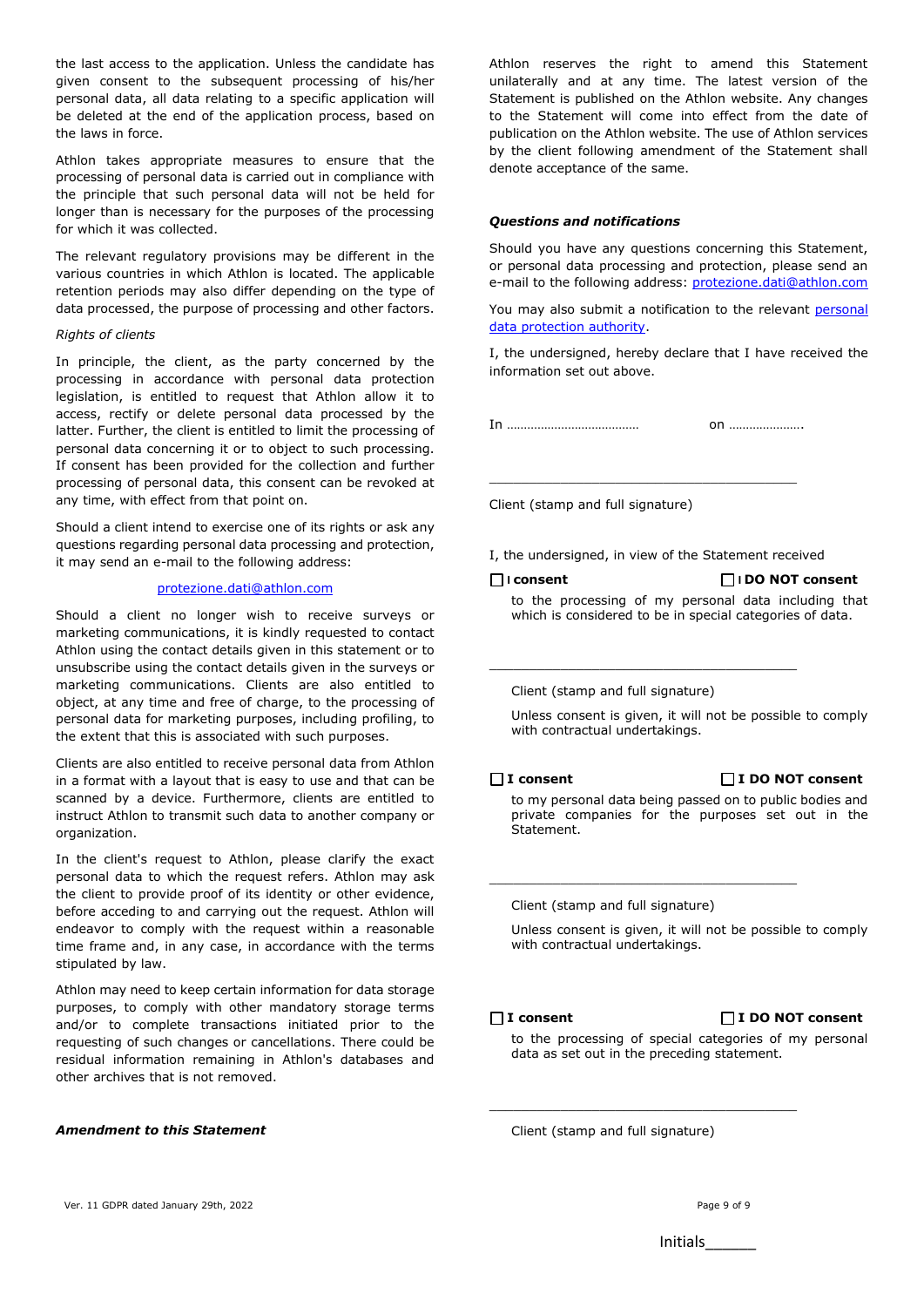the last access to the application. Unless the candidate has given consent to the subsequent processing of his/her personal data, all data relating to a specific application will be deleted at the end of the application process, based on the laws in force.

Athlon takes appropriate measures to ensure that the processing of personal data is carried out in compliance with the principle that such personal data will not be held for longer than is necessary for the purposes of the processing for which it was collected.

The relevant regulatory provisions may be different in the various countries in which Athlon is located. The applicable retention periods may also differ depending on the type of data processed, the purpose of processing and other factors.

*Rights of clients*

In principle, the client, as the party concerned by the processing in accordance with personal data protection legislation, is entitled to request that Athlon allow it to access, rectify or delete personal data processed by the latter. Further, the client is entitled to limit the processing of personal data concerning it or to object to such processing. If consent has been provided for the collection and further processing of personal data, this consent can be revoked at any time, with effect from that point on.

Should a client intend to exercise one of its rights or ask any questions regarding personal data processing and protection, it may send an e-mail to the following address:

protezione.dati@athlon.com

Should a client no longer wish to receive surveys or marketing communications, it is kindly requested to contact Athlon using the contact details given in this statement or to unsubscribe using the contact details given in the surveys or marketing communications. Clients are also entitled to object, at any time and free of charge, to the processing of personal data for marketing purposes, including profiling, to the extent that this is associated with such purposes.

Clients are also entitled to receive personal data from Athlon in a format with a layout that is easy to use and that can be scanned by a device. Furthermore, clients are entitled to instruct Athlon to transmit such data to another company or organization.

In the client's request to Athlon, please clarify the exact personal data to which the request refers. Athlon may ask the client to provide proof of its identity or other evidence, before acceding to and carrying out the request. Athlon will endeavor to comply with the request within a reasonable time frame and, in any case, in accordance with the terms stipulated by law.

Athlon may need to keep certain information for data storage purposes, to comply with other mandatory storage terms and/or to complete transactions initiated prior to the requesting of such changes or cancellations. There could be residual information remaining in Athlon's databases and other archives that is not removed.

***Amendment to this Statement***

Athlon reserves the right to amend this Statement unilaterally and at any time. The latest version of the Statement is published on the Athlon website. Any changes to the Statement will come into effect from the date of publication on the Athlon website. The use of Athlon services by the client following amendment of the Statement shall denote acceptance of the same.

***Questions and notifications***

Should you have any questions concerning this Statement, or personal data processing and protection, please send an e-mail to the following address: protezione.dati@athlon.com

You may also submit a notification to the relevant personal data protection authority.

I, the undersigned, hereby declare that I have received the information set out above.

In ………………………………… on …………………..

\_\_\_\_\_\_\_\_\_\_\_\_\_\_\_\_\_\_\_\_\_\_\_\_\_\_\_\_\_\_\_\_\_\_\_\_\_\_\_\_

Client (stamp and full signature)

I, the undersigned, in view of the Statement received

☐ **I consent** ☐ **I DO NOT consent**

to the processing of my personal data including that which is considered to be in special categories of data.

\_\_\_\_\_\_\_\_\_\_\_\_\_\_\_\_\_\_\_\_\_\_\_\_\_\_\_\_\_\_\_\_\_\_\_\_\_\_\_\_

Client (stamp and full signature)

Unless consent is given, it will not be possible to comply with contractual undertakings.

☐ **I consent** ☐ **I DO NOT consent**

to my personal data being passed on to public bodies and private companies for the purposes set out in the Statement.

\_\_\_\_\_\_\_\_\_\_\_\_\_\_\_\_\_\_\_\_\_\_\_\_\_\_\_\_\_\_\_\_\_\_\_\_\_\_\_\_

Client (stamp and full signature)

Unless consent is given, it will not be possible to comply with contractual undertakings.

☐ **I consent** ☐ **I DO NOT consent**

to the processing of special categories of my personal data as set out in the preceding statement.

\_\_\_\_\_\_\_\_\_\_\_\_\_\_\_\_\_\_\_\_\_\_\_\_\_\_\_\_\_\_\_\_\_\_\_\_\_\_\_\_

Client (stamp and full signature)

Ver. 11 GDPR dated January 29th, 2022

Initials\_\_\_\_\_\_